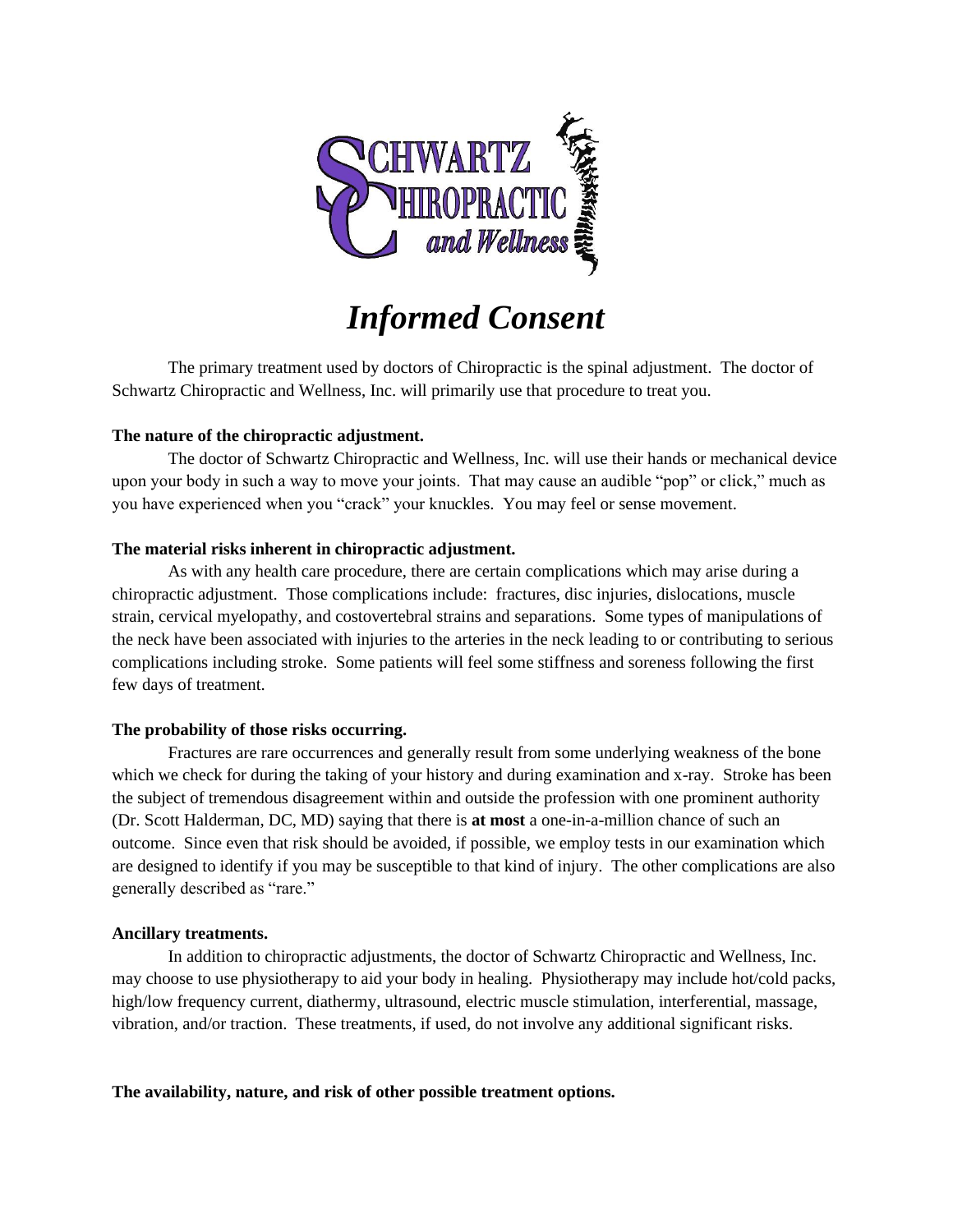# Informed Consent

The primary treatment used by doctors of Chiropractic is the spinal adjustment. The doctor of Schwartz Chiropractic and Wellness, Inc. will primarily use that procedure to treat you.

**The nature of the chiropractic adjustment.**

The doctor of Schwartz Chiropractic and Wellness, Inc. will use their hands or mechanical device upon your body in such a way to move your joints. That may cause an audible "pop" or click," much as you have experienced when you "crack" your knuckles. You may feel or sense movement.

**The material risks inherent in chiropractic adjustment.**

As with any health care procedure, there are certain complications which may arise during a chiropractic adjustment. Those complications include: fractures, disc injuries, dislocations, muscle strain, cervical myelopathy, and costovertebral strains and separations. Some types of manipulations of the neck have been associated with injuries to the arteries in the neck leading to or contributing to serious complications including stroke. Some patients will feel some stiffness and soreness following the first few days of treatment.

**The probability of those risks occurring.**

Fractures are rare occurrences and generally result from some underlying weakness of the bone which we check for during the taking of your history and during examination and x-ray. Stroke has been the subject of tremendous disagreement within and outside the profession with one prominent authority (Dr. Scott Halderman, DC, MD) saying that there is **at most** a one-in-a-million chance of such an outcome. Since even that risk should be avoided, if possible, we employ tests in our examination which are designed to identify if you may be susceptible to that kind of injury. The other complications are also generally described as "rare."

**Ancillary treatments.**

In addition to chiropractic adjustments, the doctor of Schwartz Chiropractic and Wellness, Inc. may choose to use physiotherapy to aid your body in healing. Physiotherapy may include hot/cold packs, high/low frequency current, diathermy, ultrasound, electric muscle stimulation, interferential, massage, vibration, and/or traction. These treatments, if used, do not involve any additional significant risks.

**The availability, nature, and risk of other possible treatment options.**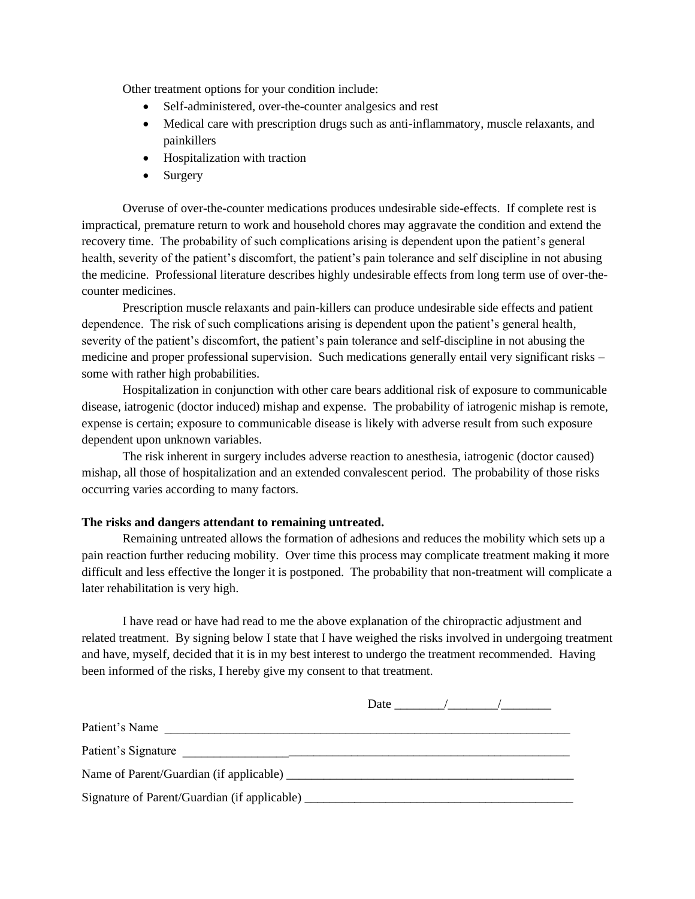Other treatment options for your condition include:

- Self-administered, over-the-counter analgesics and rest
- Medical care with prescription drugs such as anti-inflammatory, muscle relaxants, and painkillers
- Hospitalization with traction
- Surgery

Overuse of over-the-counter medications produces undesirable side-effects. If complete rest is impractical, premature return to work and household chores may aggravate the condition and extend the recovery time. The probability of such complications arising is dependent upon the patient's general health, severity of the patient's discomfort, the patient's pain tolerance and self discipline in not abusing the medicine. Professional literature describes highly undesirable effects from long term use of over-the-counter medicines.

Prescription muscle relaxants and pain-killers can produce undesirable side effects and patient dependence. The risk of such complications arising is dependent upon the patient's general health, severity of the patient's discomfort, the patient's pain tolerance and self-discipline in not abusing the medicine and proper professional supervision. Such medications generally entail very significant risks – some with rather high probabilities.

Hospitalization in conjunction with other care bears additional risk of exposure to communicable disease, iatrogenic (doctor induced) mishap and expense. The probability of iatrogenic mishap is remote, expense is certain; exposure to communicable disease is likely with adverse result from such exposure dependent upon unknown variables.

The risk inherent in surgery includes adverse reaction to anesthesia, iatrogenic (doctor caused) mishap, all those of hospitalization and an extended convalescent period. The probability of those risks occurring varies according to many factors.

**The risks and dangers attendant to remaining untreated.**

Remaining untreated allows the formation of adhesions and reduces the mobility which sets up a pain reaction further reducing mobility. Over time this process may complicate treatment making it more difficult and less effective the longer it is postponed. The probability that non-treatment will complicate a later rehabilitation is very high.

I have read or have had read to me the above explanation of the chiropractic adjustment and related treatment. By signing below I state that I have weighed the risks involved in undergoing treatment and have, myself, decided that it is in my best interest to undergo the treatment recommended. Having been informed of the risks, I hereby give my consent to that treatment.

Date ________/________/________

Patient's Name ____________________________________________________________________

Patient's Signature ________________________________________________________________

Name of Parent/Guardian (if applicable) _______________________________________________

Signature of Parent/Guardian (if applicable) ____________________________________________